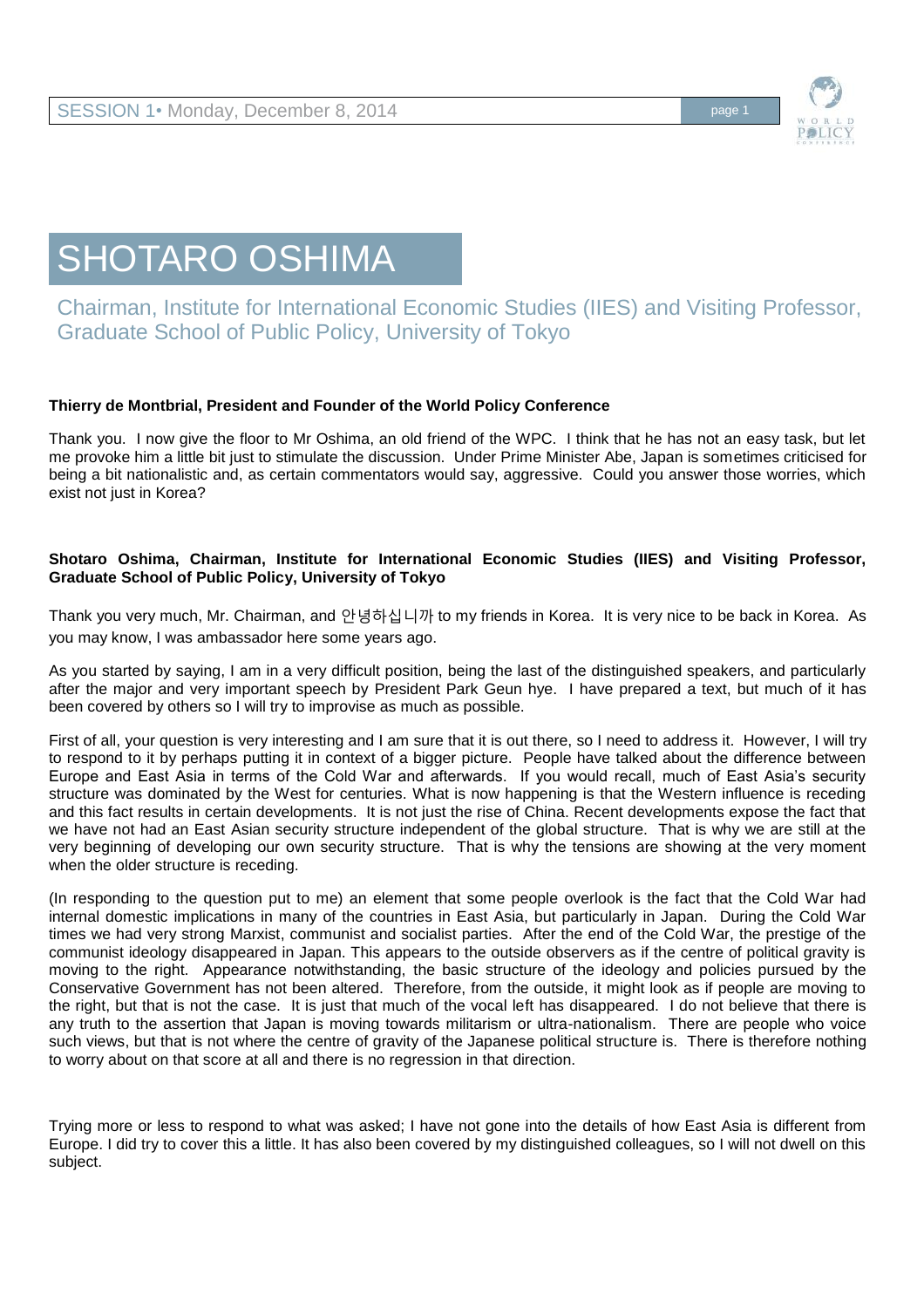# SHOTARO OSHIMA

Chairman, Institute for International Economic Studies (IIES) and Visiting Professor, Graduate School of Public Policy, University of Tokyo

**Thierry de Montbrial, President and Founder of the World Policy Conference**

Thank you. I now give the floor to Mr Oshima, an old friend of the WPC. I think that he has not an easy task, but let me provoke him a little bit just to stimulate the discussion. Under Prime Minister Abe, Japan is sometimes criticised for being a bit nationalistic and, as certain commentators would say, aggressive. Could you answer those worries, which exist not just in Korea?

**Shotaro Oshima, Chairman, Institute for International Economic Studies (IIES) and Visiting Professor, Graduate School of Public Policy, University of Tokyo**

Thank you very much, Mr. Chairman, and 안녕하십니까 to my friends in Korea. It is very nice to be back in Korea. As you may know, I was ambassador here some years ago.

As you started by saying, I am in a very difficult position, being the last of the distinguished speakers, and particularly after the major and very important speech by President Park Geun hye. I have prepared a text, but much of it has been covered by others so I will try to improvise as much as possible.

First of all, your question is very interesting and I am sure that it is out there, so I need to address it. However, I will try to respond to it by perhaps putting it in context of a bigger picture. People have talked about the difference between Europe and East Asia in terms of the Cold War and afterwards. If you would recall, much of East Asia's security structure was dominated by the West for centuries. What is now happening is that the Western influence is receding and this fact results in certain developments. It is not just the rise of China. Recent developments expose the fact that we have not had an East Asian security structure independent of the global structure. That is why we are still at the very beginning of developing our own security structure. That is why the tensions are showing at the very moment when the older structure is receding.

(In responding to the question put to me) an element that some people overlook is the fact that the Cold War had internal domestic implications in many of the countries in East Asia, but particularly in Japan. During the Cold War times we had very strong Marxist, communist and socialist parties. After the end of the Cold War, the prestige of the communist ideology disappeared in Japan. This appears to the outside observers as if the centre of political gravity is moving to the right. Appearance notwithstanding, the basic structure of the ideology and policies pursued by the Conservative Government has not been altered. Therefore, from the outside, it might look as if people are moving to the right, but that is not the case. It is just that much of the vocal left has disappeared. I do not believe that there is any truth to the assertion that Japan is moving towards militarism or ultra-nationalism. There are people who voice such views, but that is not where the centre of gravity of the Japanese political structure is. There is therefore nothing to worry about on that score at all and there is no regression in that direction.

Trying more or less to respond to what was asked; I have not gone into the details of how East Asia is different from Europe. I did try to cover this a little. It has also been covered by my distinguished colleagues, so I will not dwell on this subject.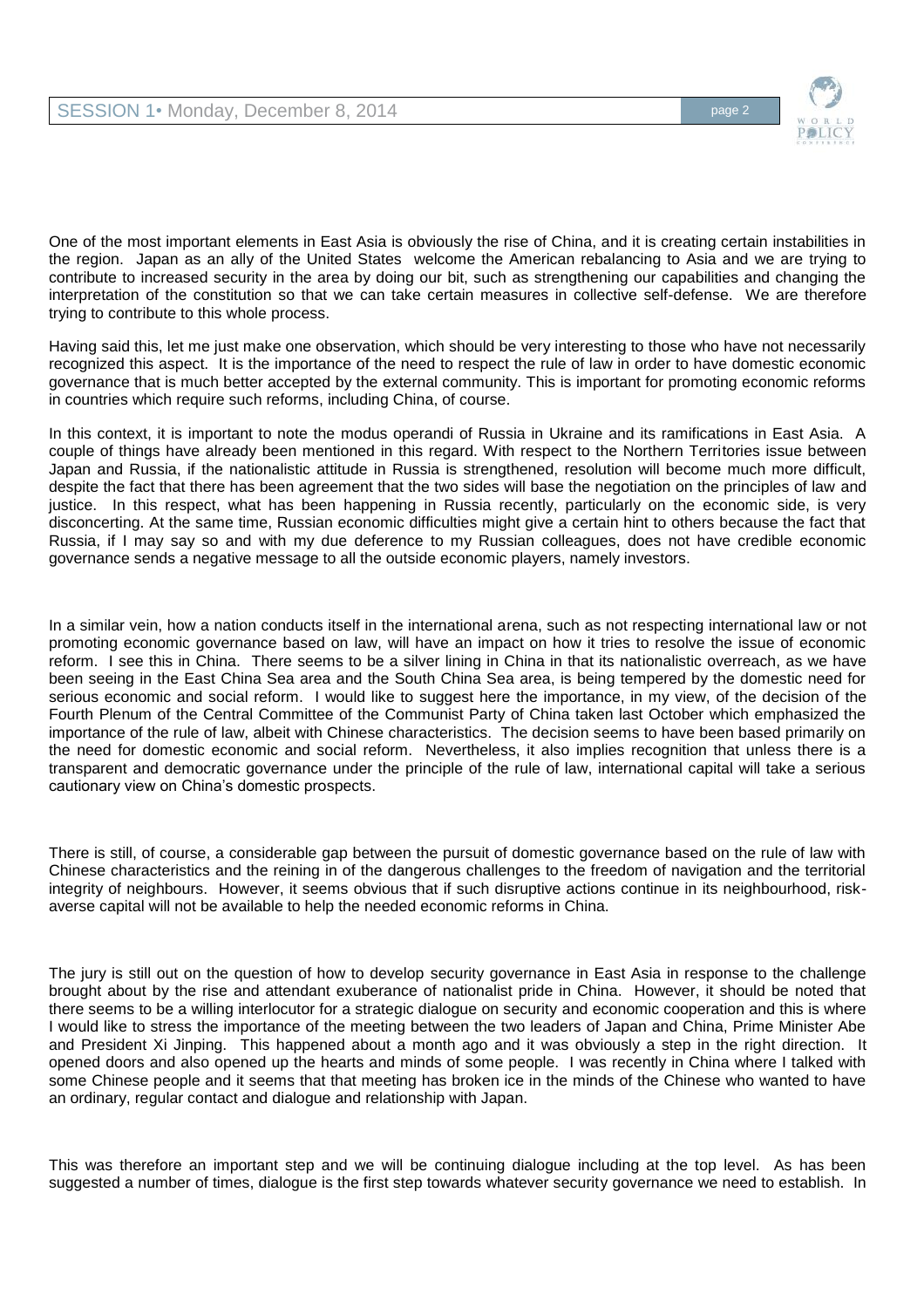One of the most important elements in East Asia is obviously the rise of China, and it is creating certain instabilities in the region. Japan as an ally of the United States welcome the American rebalancing to Asia and we are trying to contribute to increased security in the area by doing our bit, such as strengthening our capabilities and changing the interpretation of the constitution so that we can take certain measures in collective self-defense. We are therefore trying to contribute to this whole process.

Having said this, let me just make one observation, which should be very interesting to those who have not necessarily recognized this aspect. It is the importance of the need to respect the rule of law in order to have domestic economic governance that is much better accepted by the external community. This is important for promoting economic reforms in countries which require such reforms, including China, of course.

In this context, it is important to note the modus operandi of Russia in Ukraine and its ramifications in East Asia. A couple of things have already been mentioned in this regard. With respect to the Northern Territories issue between Japan and Russia, if the nationalistic attitude in Russia is strengthened, resolution will become much more difficult, despite the fact that there has been agreement that the two sides will base the negotiation on the principles of law and justice. In this respect, what has been happening in Russia recently, particularly on the economic side, is very disconcerting. At the same time, Russian economic difficulties might give a certain hint to others because the fact that Russia, if I may say so and with my due deference to my Russian colleagues, does not have credible economic governance sends a negative message to all the outside economic players, namely investors.

In a similar vein, how a nation conducts itself in the international arena, such as not respecting international law or not promoting economic governance based on law, will have an impact on how it tries to resolve the issue of economic reform. I see this in China. There seems to be a silver lining in China in that its nationalistic overreach, as we have been seeing in the East China Sea area and the South China Sea area, is being tempered by the domestic need for serious economic and social reform. I would like to suggest here the importance, in my view, of the decision of the Fourth Plenum of the Central Committee of the Communist Party of China taken last October which emphasized the importance of the rule of law, albeit with Chinese characteristics. The decision seems to have been based primarily on the need for domestic economic and social reform. Nevertheless, it also implies recognition that unless there is a transparent and democratic governance under the principle of the rule of law, international capital will take a serious cautionary view on China's domestic prospects.

There is still, of course, a considerable gap between the pursuit of domestic governance based on the rule of law with Chinese characteristics and the reining in of the dangerous challenges to the freedom of navigation and the territorial integrity of neighbours. However, it seems obvious that if such disruptive actions continue in its neighbourhood, risk-averse capital will not be available to help the needed economic reforms in China.

The jury is still out on the question of how to develop security governance in East Asia in response to the challenge brought about by the rise and attendant exuberance of nationalist pride in China. However, it should be noted that there seems to be a willing interlocutor for a strategic dialogue on security and economic cooperation and this is where I would like to stress the importance of the meeting between the two leaders of Japan and China, Prime Minister Abe and President Xi Jinping. This happened about a month ago and it was obviously a step in the right direction. It opened doors and also opened up the hearts and minds of some people. I was recently in China where I talked with some Chinese people and it seems that that meeting has broken ice in the minds of the Chinese who wanted to have an ordinary, regular contact and dialogue and relationship with Japan.

This was therefore an important step and we will be continuing dialogue including at the top level. As has been suggested a number of times, dialogue is the first step towards whatever security governance we need to establish. In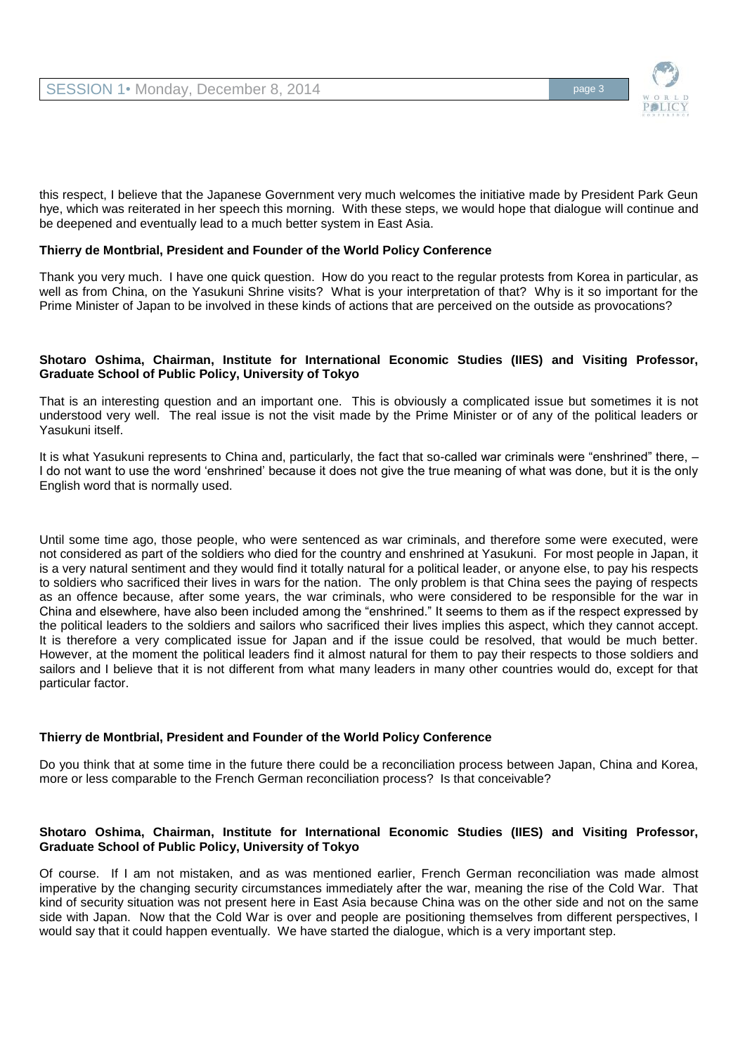this respect, I believe that the Japanese Government very much welcomes the initiative made by President Park Geun hye, which was reiterated in her speech this morning. With these steps, we would hope that dialogue will continue and be deepened and eventually lead to a much better system in East Asia.

**Thierry de Montbrial, President and Founder of the World Policy Conference**

Thank you very much. I have one quick question. How do you react to the regular protests from Korea in particular, as well as from China, on the Yasukuni Shrine visits? What is your interpretation of that? Why is it so important for the Prime Minister of Japan to be involved in these kinds of actions that are perceived on the outside as provocations?

**Shotaro Oshima, Chairman, Institute for International Economic Studies (IIES) and Visiting Professor, Graduate School of Public Policy, University of Tokyo**

That is an interesting question and an important one. This is obviously a complicated issue but sometimes it is not understood very well. The real issue is not the visit made by the Prime Minister or of any of the political leaders or Yasukuni itself.

It is what Yasukuni represents to China and, particularly, the fact that so-called war criminals were "enshrined" there, – I do not want to use the word 'enshrined' because it does not give the true meaning of what was done, but it is the only English word that is normally used.

Until some time ago, those people, who were sentenced as war criminals, and therefore some were executed, were not considered as part of the soldiers who died for the country and enshrined at Yasukuni. For most people in Japan, it is a very natural sentiment and they would find it totally natural for a political leader, or anyone else, to pay his respects to soldiers who sacrificed their lives in wars for the nation. The only problem is that China sees the paying of respects as an offence because, after some years, the war criminals, who were considered to be responsible for the war in China and elsewhere, have also been included among the "enshrined." It seems to them as if the respect expressed by the political leaders to the soldiers and sailors who sacrificed their lives implies this aspect, which they cannot accept. It is therefore a very complicated issue for Japan and if the issue could be resolved, that would be much better. However, at the moment the political leaders find it almost natural for them to pay their respects to those soldiers and sailors and I believe that it is not different from what many leaders in many other countries would do, except for that particular factor.

**Thierry de Montbrial, President and Founder of the World Policy Conference**

Do you think that at some time in the future there could be a reconciliation process between Japan, China and Korea, more or less comparable to the French German reconciliation process? Is that conceivable?

**Shotaro Oshima, Chairman, Institute for International Economic Studies (IIES) and Visiting Professor, Graduate School of Public Policy, University of Tokyo**

Of course. If I am not mistaken, and as was mentioned earlier, French German reconciliation was made almost imperative by the changing security circumstances immediately after the war, meaning the rise of the Cold War. That kind of security situation was not present here in East Asia because China was on the other side and not on the same side with Japan. Now that the Cold War is over and people are positioning themselves from different perspectives, I would say that it could happen eventually. We have started the dialogue, which is a very important step.